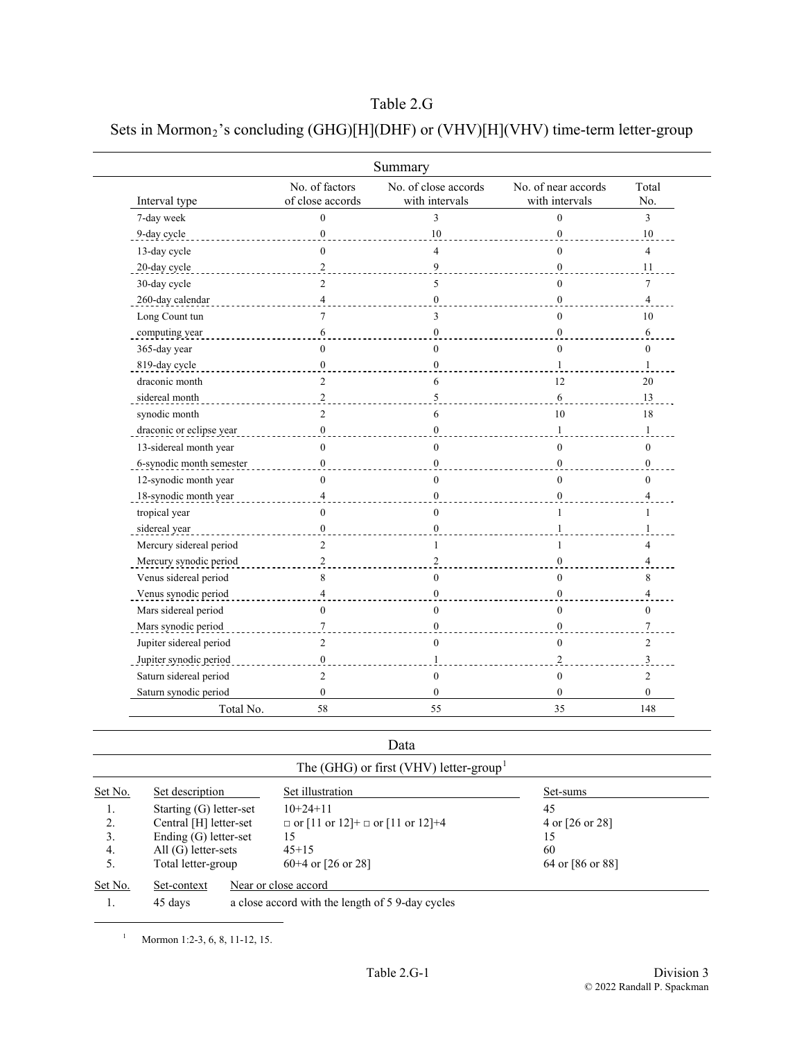# Table 2.G

## Sets in Mormon$_2$'s concluding (GHG)[H](DHF) or (VHV)[H](VHV) time-term letter-group

### Summary

| Interval type | No. of factors of close accords | No. of close accords with intervals | No. of near accords with intervals | Total No. |
|---|---|---|---|---|
| 7-day week | 0 | 3 | 0 | 3 |
| 9-day cycle | 0 | 10 | 0 | 10 |
| 13-day cycle | 0 | 4 | 0 | 4 |
| 20-day cycle | 2 | 9 | 0 | 11 |
| 30-day cycle | 2 | 5 | 0 | 7 |
| 260-day calendar | 4 | 0 | 0 | 4 |
| Long Count tun | 7 | 3 | 0 | 10 |
| computing year | 6 | 0 | 0 | 6 |
| 365-day year | 0 | 0 | 0 | 0 |
| 819-day cycle | 0 | 0 | 1 | 1 |
| draconic month | 2 | 6 | 12 | 20 |
| sidereal month | 2 | 5 | 6 | 13 |
| synodic month | 2 | 6 | 10 | 18 |
| draconic or eclipse year | 0 | 0 | 1 | 1 |
| 13-sidereal month year | 0 | 0 | 0 | 0 |
| 6-synodic month semester | 0 | 0 | 0 | 0 |
| 12-synodic month year | 0 | 0 | 0 | 0 |
| 18-synodic month year | 4 | 0 | 0 | 4 |
| tropical year | 0 | 0 | 1 | 1 |
| sidereal year | 0 | 0 | 1 | 1 |
| Mercury sidereal period | 2 | 1 | 1 | 4 |
| Mercury synodic period | 2 | 2 | 0 | 4 |
| Venus sidereal period | 8 | 0 | 0 | 8 |
| Venus synodic period | 4 | 0 | 0 | 4 |
| Mars sidereal period | 0 | 0 | 0 | 0 |
| Mars synodic period | 7 | 0 | 0 | 7 |
| Jupiter sidereal period | 2 | 0 | 0 | 2 |
| Jupiter synodic period | 0 | 1 | 2 | 3 |
| Saturn sidereal period | 2 | 0 | 0 | 2 |
| Saturn synodic period | 0 | 0 | 0 | 0 |
| Total No. | 58 | 55 | 35 | 148 |

### Data

#### The (GHG) or first (VHV) letter-group[1]

| Set No. | Set description | Set illustration | Set-sums |
|---|---|---|---|
| 1. | Starting (G) letter-set | 10+24+11 | 45 |
| 2. | Central [H] letter-set | □ or [11 or 12]+ □ or [11 or 12]+4 | 4 or [26 or 28] |
| 3. | Ending (G) letter-set | 15 | 15 |
| 4. | All (G) letter-sets | 45+15 | 60 |
| 5. | Total letter-group | 60+4 or [26 or 28] | 64 or [86 or 88] |

| Set No. | Set-context | Near or close accord |
|---|---|---|
| 1. | 45 days | a close accord with the length of 5 9-day cycles |

[1] Mormon 1:2-3, 6, 8, 11-12, 15.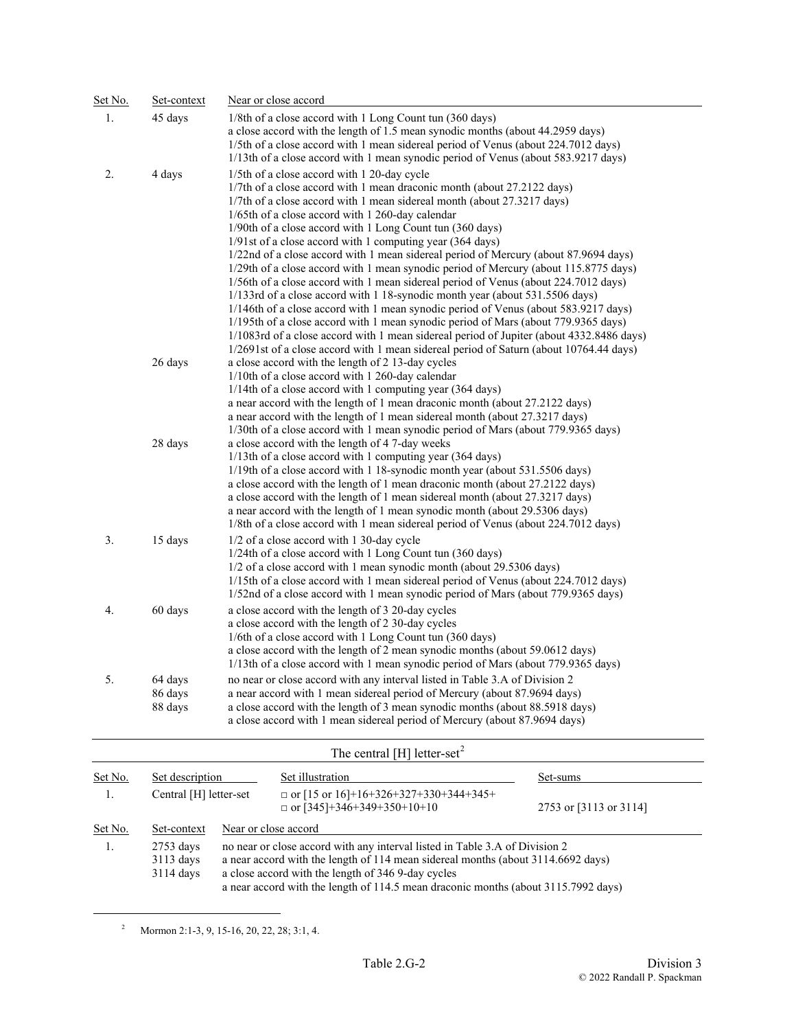| Set No. | Set-context | Near or close accord |
|---|---|---|
| 1. | 45 days | 1/8th of a close accord with 1 Long Count tun (360 days)<br>a close accord with the length of 1.5 mean synodic months (about 44.2959 days)<br>1/5th of a close accord with 1 mean sidereal period of Venus (about 224.7012 days)<br>1/13th of a close accord with 1 mean synodic period of Venus (about 583.9217 days) |
| 2. | 4 days | 1/5th of a close accord with 1 20-day cycle<br>1/7th of a close accord with 1 mean draconic month (about 27.2122 days)<br>1/7th of a close accord with 1 mean sidereal month (about 27.3217 days)<br>1/65th of a close accord with 1 260-day calendar<br>1/90th of a close accord with 1 Long Count tun (360 days)<br>1/91st of a close accord with 1 computing year (364 days)<br>1/22nd of a close accord with 1 mean sidereal period of Mercury (about 87.9694 days)<br>1/29th of a close accord with 1 mean synodic period of Mercury (about 115.8775 days)<br>1/56th of a close accord with 1 mean sidereal period of Venus (about 224.7012 days)<br>1/133rd of a close accord with 1 18-synodic month year (about 531.5506 days)<br>1/146th of a close accord with 1 mean synodic period of Venus (about 583.9217 days)<br>1/195th of a close accord with 1 mean synodic period of Mars (about 779.9365 days)<br>1/1083rd of a close accord with 1 mean sidereal period of Jupiter (about 4332.8486 days)<br>1/2691st of a close accord with 1 mean sidereal period of Saturn (about 10764.44 days) |
| | 26 days | a close accord with the length of 2 13-day cycles<br>1/10th of a close accord with 1 260-day calendar<br>1/14th of a close accord with 1 computing year (364 days)<br>a near accord with the length of 1 mean draconic month (about 27.2122 days)<br>a near accord with the length of 1 mean sidereal month (about 27.3217 days)<br>1/30th of a close accord with 1 mean synodic period of Mars (about 779.9365 days) |
| | 28 days | a close accord with the length of 4 7-day weeks<br>1/13th of a close accord with 1 computing year (364 days)<br>1/19th of a close accord with 1 18-synodic month year (about 531.5506 days)<br>a close accord with the length of 1 mean draconic month (about 27.2122 days)<br>a close accord with the length of 1 mean sidereal month (about 27.3217 days)<br>a near accord with the length of 1 mean synodic month (about 29.5306 days)<br>1/8th of a close accord with 1 mean sidereal period of Venus (about 224.7012 days) |
| 3. | 15 days | 1/2 of a close accord with 1 30-day cycle<br>1/24th of a close accord with 1 Long Count tun (360 days)<br>1/2 of a close accord with 1 mean synodic month (about 29.5306 days)<br>1/15th of a close accord with 1 mean sidereal period of Venus (about 224.7012 days)<br>1/52nd of a close accord with 1 mean synodic period of Mars (about 779.9365 days) |
| 4. | 60 days | a close accord with the length of 3 20-day cycles<br>a close accord with the length of 2 30-day cycles<br>1/6th of a close accord with 1 Long Count tun (360 days)<br>a close accord with the length of 2 mean synodic months (about 59.0612 days)<br>1/13th of a close accord with 1 mean synodic period of Mars (about 779.9365 days) |
| 5. | 64 days | no near or close accord with any interval listed in Table 3.A of Division 2 |
| | 86 days | a near accord with 1 mean sidereal period of Mercury (about 87.9694 days) |
| | 88 days | a close accord with the length of 3 mean synodic months (about 88.5918 days)<br>a close accord with 1 mean sidereal period of Mercury (about 87.9694 days) |

## The central [H] letter-set[2]

| Set No. | Set description | Set illustration | Set-sums |
|---|---|---|---|
| 1. | Central [H] letter-set | □ or [15 or 16]+16+326+327+330+344+345+<br>□ or [345]+346+349+350+10+10 | 2753 or [3113 or 3114] |

| Set No. | Set-context | Near or close accord |
|---|---|---|
| 1. | 2753 days | no near or close accord with any interval listed in Table 3.A of Division 2 |
| | 3113 days | a near accord with the length of 114 mean sidereal months (about 3114.6692 days) |
| | 3114 days | a close accord with the length of 346 9-day cycles<br>a near accord with the length of 114.5 mean draconic months (about 3115.7992 days) |

[2] Mormon 2:1-3, 9, 15-16, 20, 22, 28; 3:1, 4.

Table 2.G-2 — Division 3

© 2022 Randall P. Spackman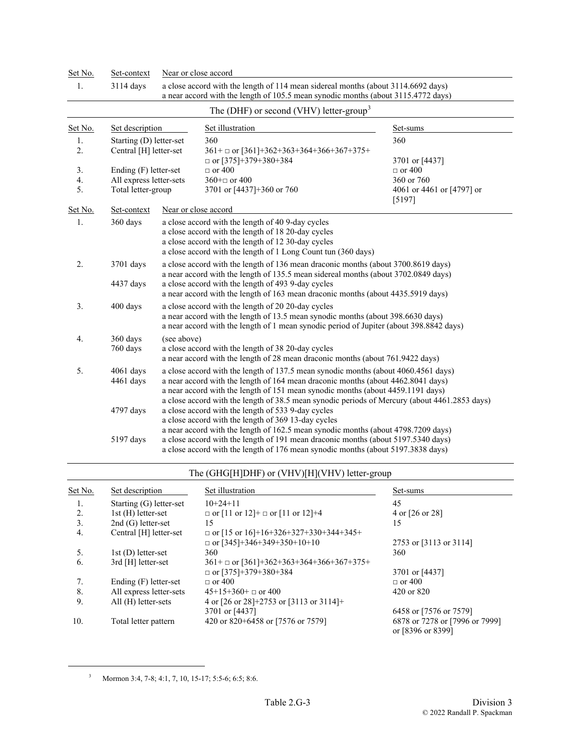| Set No. | Set-context | Near or close accord |
|---|---|---|
| 1. | 3114 days | a close accord with the length of 114 mean sidereal months (about 3114.6692 days)<br>a near accord with the length of 105.5 mean synodic months (about 3115.4772 days) |

## The (DHF) or second (VHV) letter-group[3]

| Set No. | Set description | Set illustration | Set-sums |
|---|---|---|---|
| 1. | Starting (D) letter-set | 360 | 360 |
| 2. | Central [H] letter-set | 361+ □ or [361]+362+363+364+366+367+375+ □ or [375]+379+380+384 | 3701 or [4437] |
| 3. | Ending (F) letter-set | □ or 400 | □ or 400 |
| 4. | All express letter-sets | 360+□ or 400 | 360 or 760 |
| 5. | Total letter-group | 3701 or [4437]+360 or 760 | 4061 or 4461 or [4797] or [5197] |

| Set No. | Set-context | Near or close accord |
|---|---|---|
| 1. | 360 days | a close accord with the length of 40 9-day cycles<br>a close accord with the length of 18 20-day cycles<br>a close accord with the length of 12 30-day cycles<br>a close accord with the length of 1 Long Count tun (360 days) |
| 2. | 3701 days | a close accord with the length of 136 mean draconic months (about 3700.8619 days)<br>a near accord with the length of 135.5 mean sidereal months (about 3702.0849 days) |
| | 4437 days | a close accord with the length of 493 9-day cycles<br>a near accord with the length of 163 mean draconic months (about 4435.5919 days) |
| 3. | 400 days | a close accord with the length of 20 20-day cycles<br>a near accord with the length of 13.5 mean synodic months (about 398.6630 days)<br>a near accord with the length of 1 mean synodic period of Jupiter (about 398.8842 days) |
| 4. | 360 days | (see above) |
| | 760 days | a close accord with the length of 38 20-day cycles<br>a near accord with the length of 28 mean draconic months (about 761.9422 days) |
| 5. | 4061 days | a close accord with the length of 137.5 mean synodic months (about 4060.4561 days) |
| | 4461 days | a near accord with the length of 164 mean draconic months (about 4462.8041 days)<br>a near accord with the length of 151 mean synodic months (about 4459.1191 days)<br>a close accord with the length of 38.5 mean synodic periods of Mercury (about 4461.2853 days) |
| | 4797 days | a close accord with the length of 533 9-day cycles<br>a close accord with the length of 369 13-day cycles<br>a near accord with the length of 162.5 mean synodic months (about 4798.7209 days) |
| | 5197 days | a close accord with the length of 191 mean draconic months (about 5197.5340 days)<br>a close accord with the length of 176 mean synodic months (about 5197.3838 days) |

## The (GHG[H]DHF) or (VHV)[H](VHV) letter-group

| Set No. | Set description | Set illustration | Set-sums |
|---|---|---|---|
| 1. | Starting (G) letter-set | 10+24+11 | 45 |
| 2. | 1st (H) letter-set | □ or [11 or 12]+ □ or [11 or 12]+4 | 4 or [26 or 28] |
| 3. | 2nd (G) letter-set | 15 | 15 |
| 4. | Central [H] letter-set | □ or [15 or 16]+16+326+327+330+344+345+ □ or [345]+346+349+350+10+10 | 2753 or [3113 or 3114] |
| 5. | 1st (D) letter-set | 360 | 360 |
| 6. | 3rd [H] letter-set | 361+ □ or [361]+362+363+364+366+367+375+ □ or [375]+379+380+384 | 3701 or [4437] |
| 7. | Ending (F) letter-set | □ or 400 | □ or 400 |
| 8. | All express letter-sets | 45+15+360+ □ or 400 | 420 or 820 |
| 9. | All (H) letter-sets | 4 or [26 or 28]+2753 or [3113 or 3114]+ 3701 or [4437] | 6458 or [7576 or 7579] |
| 10. | Total letter pattern | 420 or 820+6458 or [7576 or 7579] | 6878 or 7278 or [7996 or 7999] or [8396 or 8399] |

[3] Mormon 3:4, 7-8; 4:1, 7, 10, 15-17; 5:5-6; 6:5; 8:6.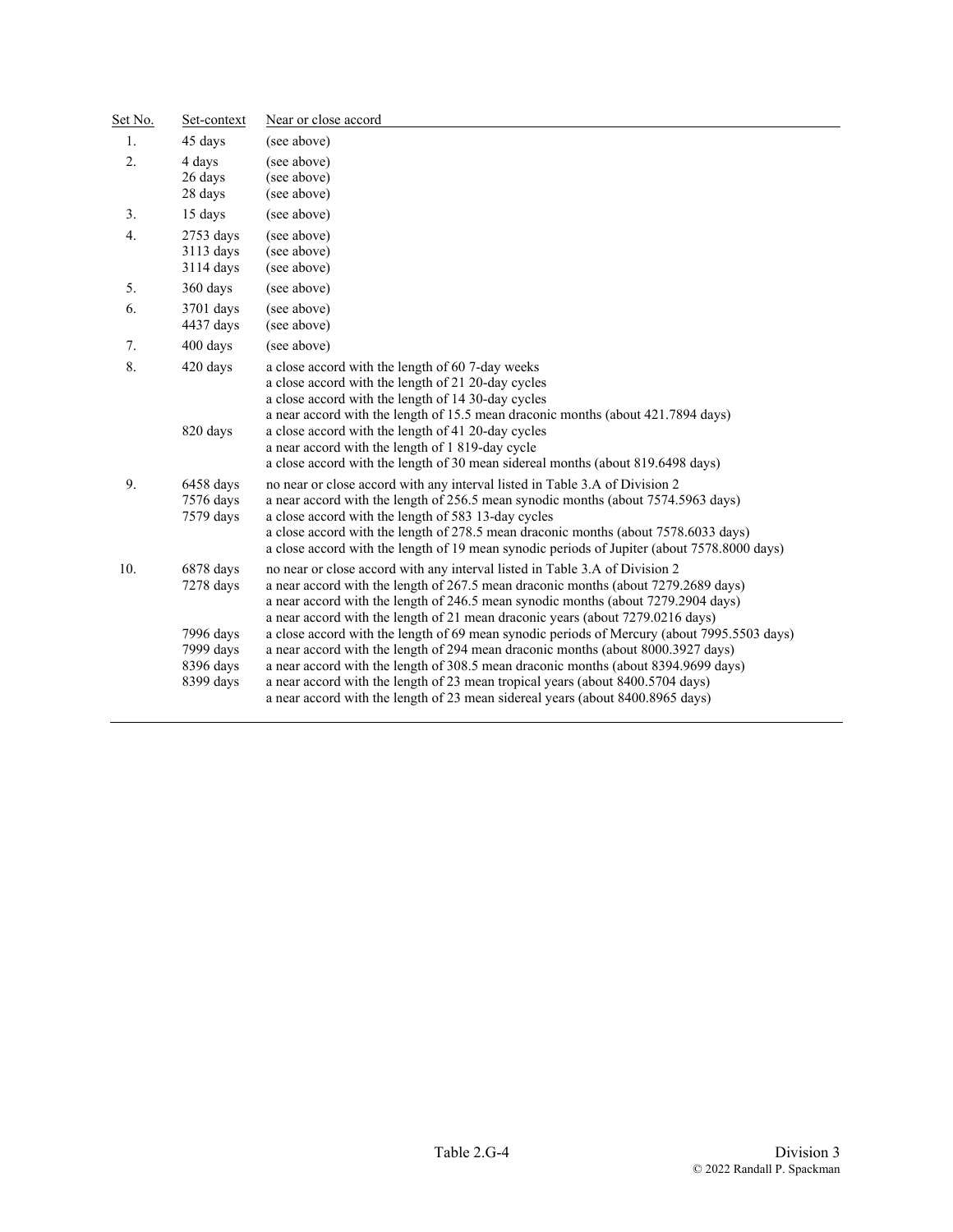| Set No. | Set-context | Near or close accord |
|---|---|---|
| 1. | 45 days | (see above) |
| 2. | 4 days | (see above) |
| | 26 days | (see above) |
| | 28 days | (see above) |
| 3. | 15 days | (see above) |
| 4. | 2753 days | (see above) |
| | 3113 days | (see above) |
| | 3114 days | (see above) |
| 5. | 360 days | (see above) |
| 6. | 3701 days | (see above) |
| | 4437 days | (see above) |
| 7. | 400 days | (see above) |
| 8. | 420 days | a close accord with the length of 60 7-day weeks |
| | | a close accord with the length of 21 20-day cycles |
| | | a close accord with the length of 14 30-day cycles |
| | | a near accord with the length of 15.5 mean draconic months (about 421.7894 days) |
| | 820 days | a close accord with the length of 41 20-day cycles |
| | | a near accord with the length of 1 819-day cycle |
| | | a close accord with the length of 30 mean sidereal months (about 819.6498 days) |
| 9. | 6458 days | no near or close accord with any interval listed in Table 3.A of Division 2 |
| | 7576 days | a near accord with the length of 256.5 mean synodic months (about 7574.5963 days) |
| | 7579 days | a close accord with the length of 583 13-day cycles |
| | | a close accord with the length of 278.5 mean draconic months (about 7578.6033 days) |
| | | a close accord with the length of 19 mean synodic periods of Jupiter (about 7578.8000 days) |
| 10. | 6878 days | no near or close accord with any interval listed in Table 3.A of Division 2 |
| | 7278 days | a near accord with the length of 267.5 mean draconic months (about 7279.2689 days) |
| | | a near accord with the length of 246.5 mean synodic months (about 7279.2904 days) |
| | | a near accord with the length of 21 mean draconic years (about 7279.0216 days) |
| | 7996 days | a close accord with the length of 69 mean synodic periods of Mercury (about 7995.5503 days) |
| | 7999 days | a near accord with the length of 294 mean draconic months (about 8000.3927 days) |
| | 8396 days | a near accord with the length of 308.5 mean draconic months (about 8394.9699 days) |
| | 8399 days | a near accord with the length of 23 mean tropical years (about 8400.5704 days) |
| | | a near accord with the length of 23 mean sidereal years (about 8400.8965 days) |

Table 2.G-4